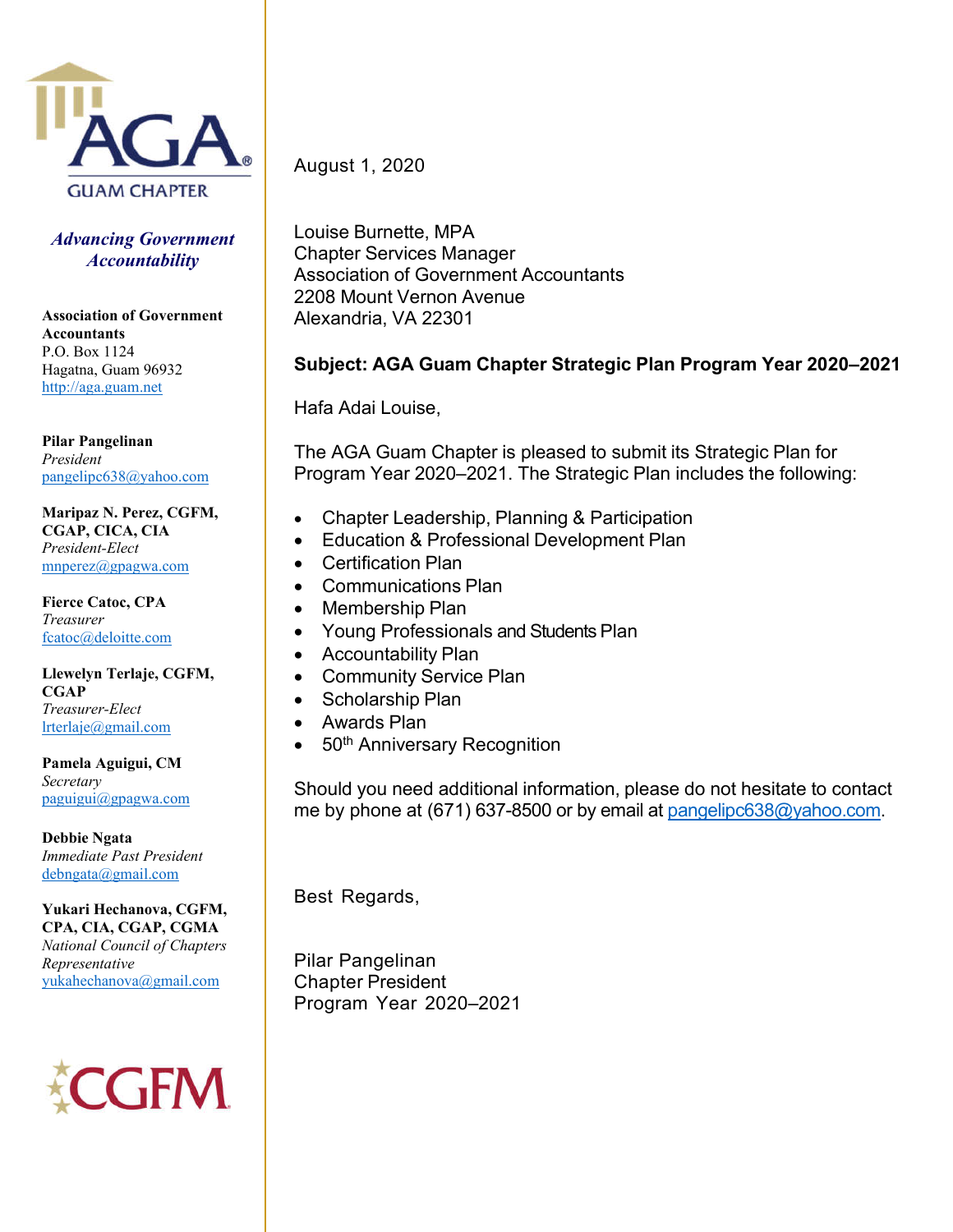AGA GUAM CHAPTER

*Advancing Government Accountability*

**Association of Government Accountants**
P.O. Box 1124
Hagatna, Guam 96932
http://aga.guam.net

**Pilar Pangelinan**
*President*
pangelipc638@yahoo.com

**Maripaz N. Perez, CGFM, CGAP, CICA, CIA**
*President-Elect*
mnperez@gpagwa.com

**Fierce Catoc, CPA**
*Treasurer*
fcatoc@deloitte.com

**Llewelyn Terlaje, CGFM, CGAP**
*Treasurer-Elect*
lrterlaje@gmail.com

**Pamela Aguigui, CM**
*Secretary*
paguigui@gpagwa.com

**Debbie Ngata**
*Immediate Past President*
debngata@gmail.com

**Yukari Hechanova, CGFM, CPA, CIA, CGAP, CGMA**
*National Council of Chapters Representative*
yukahechanova@gmail.com

CGFM

August 1, 2020

Louise Burnette, MPA
Chapter Services Manager
Association of Government Accountants
2208 Mount Vernon Avenue
Alexandria, VA 22301

**Subject: AGA Guam Chapter Strategic Plan Program Year 2020–2021**

Hafa Adai Louise,

The AGA Guam Chapter is pleased to submit its Strategic Plan for Program Year 2020–2021. The Strategic Plan includes the following:

- Chapter Leadership, Planning & Participation
- Education & Professional Development Plan
- Certification Plan
- Communications Plan
- Membership Plan
- Young Professionals and Students Plan
- Accountability Plan
- Community Service Plan
- Scholarship Plan
- Awards Plan
- 50th Anniversary Recognition

Should you need additional information, please do not hesitate to contact me by phone at (671) 637-8500 or by email at pangelipc638@yahoo.com.

Best Regards,

Pilar Pangelinan
Chapter President
Program Year 2020–2021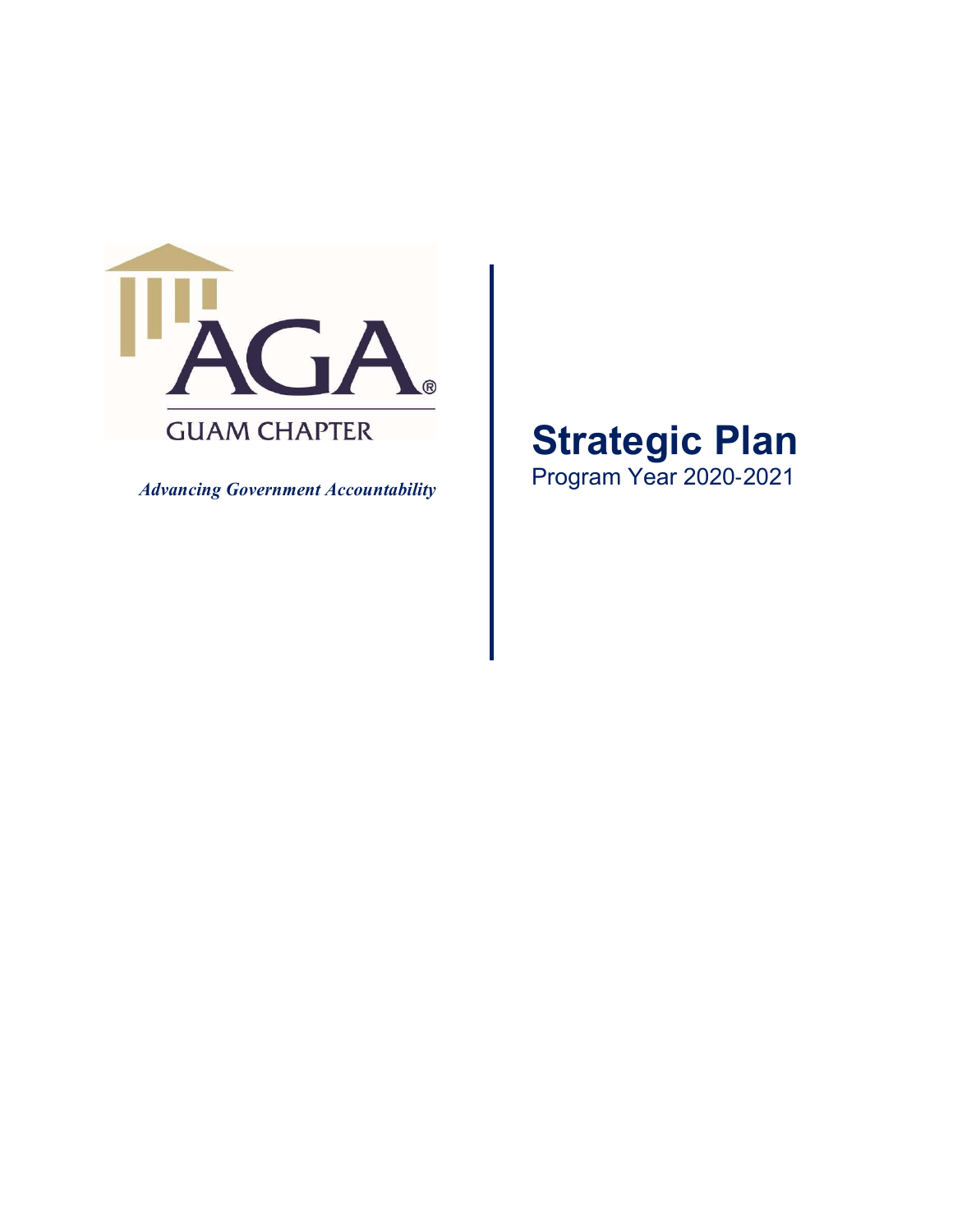AGA

GUAM CHAPTER

*Advancing Government Accountability*

# Strategic Plan

Program Year 2020-2021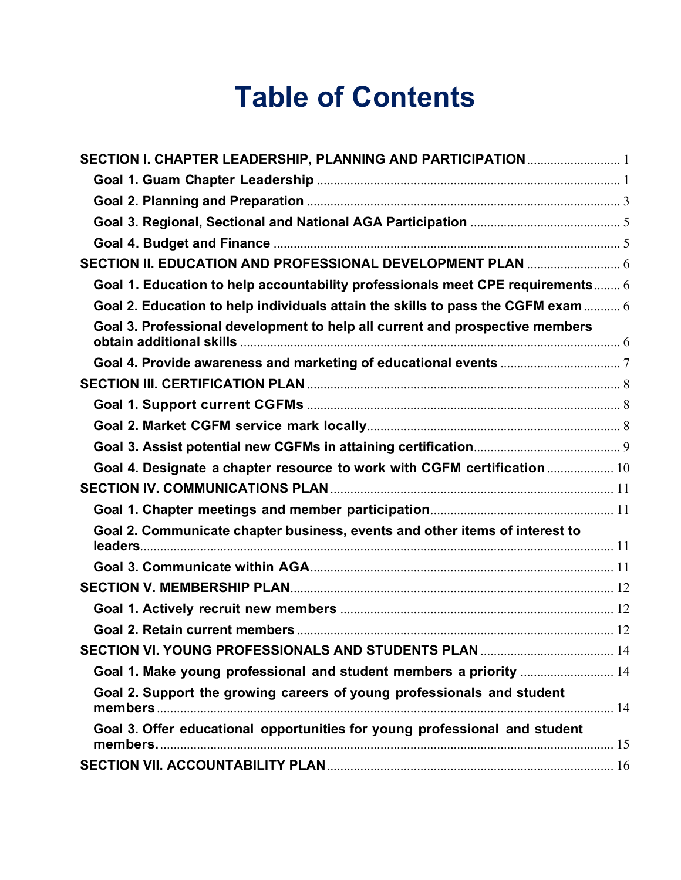# Table of Contents

**SECTION I. CHAPTER LEADERSHIP, PLANNING AND PARTICIPATION** ........ 1

- **Goal 1. Guam Chapter Leadership** ........ 1
- **Goal 2. Planning and Preparation** ........ 3
- **Goal 3. Regional, Sectional and National AGA Participation** ........ 5
- **Goal 4. Budget and Finance** ........ 5

**SECTION II. EDUCATION AND PROFESSIONAL DEVELOPMENT PLAN** ........ 6

- **Goal 1. Education to help accountability professionals meet CPE requirements** ........ 6
- **Goal 2. Education to help individuals attain the skills to pass the CGFM exam** ........ 6
- **Goal 3. Professional development to help all current and prospective members obtain additional skills** ........ 6
- **Goal 4. Provide awareness and marketing of educational events** ........ 7

**SECTION III. CERTIFICATION PLAN** ........ 8

- **Goal 1. Support current CGFMs** ........ 8
- **Goal 2. Market CGFM service mark locally** ........ 8
- **Goal 3. Assist potential new CGFMs in attaining certification** ........ 9
- **Goal 4. Designate a chapter resource to work with CGFM certification** ........ 10

**SECTION IV. COMMUNICATIONS PLAN** ........ 11

- **Goal 1. Chapter meetings and member participation** ........ 11
- **Goal 2. Communicate chapter business, events and other items of interest to leaders** ........ 11
- **Goal 3. Communicate within AGA** ........ 11

**SECTION V. MEMBERSHIP PLAN** ........ 12

- **Goal 1. Actively recruit new members** ........ 12
- **Goal 2. Retain current members** ........ 12

**SECTION VI. YOUNG PROFESSIONALS AND STUDENTS PLAN** ........ 14

- **Goal 1. Make young professional and student members a priority** ........ 14
- **Goal 2. Support the growing careers of young professionals and student members** ........ 14
- **Goal 3. Offer educational opportunities for young professional and student members.** ........ 15

**SECTION VII. ACCOUNTABILITY PLAN** ........ 16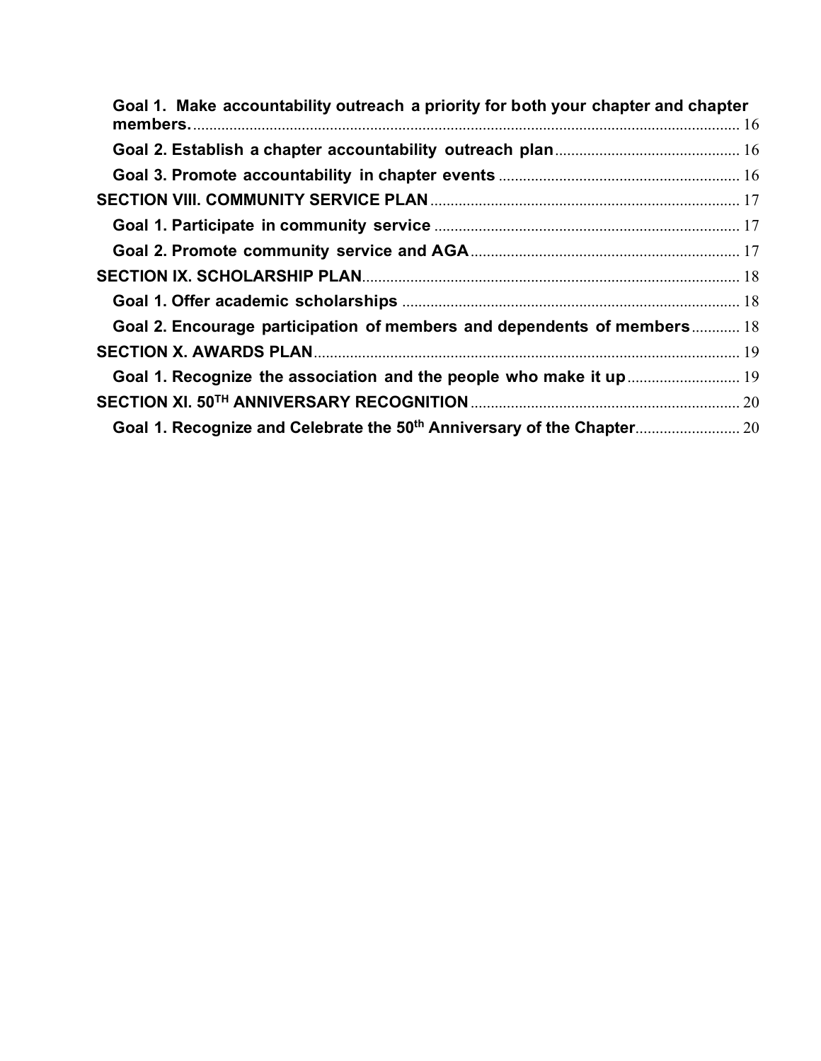**Goal 1. Make accountability outreach a priority for both your chapter and chapter members.** ........ 16

**Goal 2. Establish a chapter accountability outreach plan** ........ 16

**Goal 3. Promote accountability in chapter events** ........ 16

**SECTION VIII. COMMUNITY SERVICE PLAN** ........ 17

**Goal 1. Participate in community service** ........ 17

**Goal 2. Promote community service and AGA** ........ 17

**SECTION IX. SCHOLARSHIP PLAN** ........ 18

**Goal 1. Offer academic scholarships** ........ 18

**Goal 2. Encourage participation of members and dependents of members** ........ 18

**SECTION X. AWARDS PLAN** ........ 19

**Goal 1. Recognize the association and the people who make it up** ........ 19

**SECTION XI. 50TH ANNIVERSARY RECOGNITION** ........ 20

**Goal 1. Recognize and Celebrate the 50th Anniversary of the Chapter** ........ 20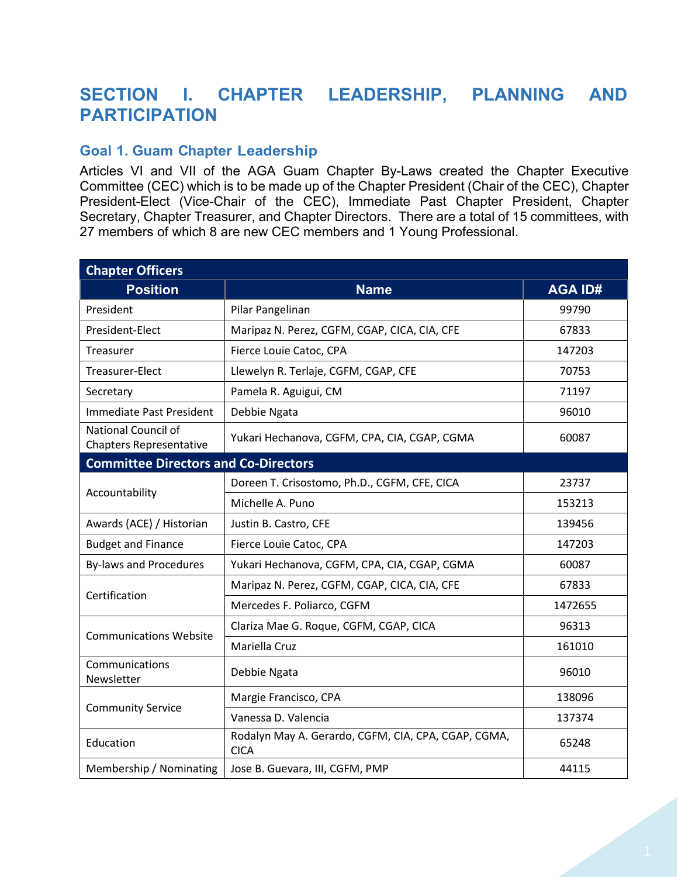# SECTION I. CHAPTER LEADERSHIP, PLANNING AND PARTICIPATION

## Goal 1. Guam Chapter Leadership

Articles VI and VII of the AGA Guam Chapter By-Laws created the Chapter Executive Committee (CEC) which is to be made up of the Chapter President (Chair of the CEC), Chapter President-Elect (Vice-Chair of the CEC), Immediate Past Chapter President, Chapter Secretary, Chapter Treasurer, and Chapter Directors. There are a total of 15 committees, with 27 members of which 8 are new CEC members and 1 Young Professional.

| Chapter Officers | | |
|---|---|---|
| **Position** | **Name** | **AGA ID#** |
| President | Pilar Pangelinan | 99790 |
| President-Elect | Maripaz N. Perez, CGFM, CGAP, CICA, CIA, CFE | 67833 |
| Treasurer | Fierce Louie Catoc, CPA | 147203 |
| Treasurer-Elect | Llewelyn R. Terlaje, CGFM, CGAP, CFE | 70753 |
| Secretary | Pamela R. Aguigui, CM | 71197 |
| Immediate Past President | Debbie Ngata | 96010 |
| National Council of Chapters Representative | Yukari Hechanova, CGFM, CPA, CIA, CGAP, CGMA | 60087 |
| **Committee Directors and Co-Directors** | | |
| Accountability | Doreen T. Crisostomo, Ph.D., CGFM, CFE, CICA | 23737 |
| | Michelle A. Puno | 153213 |
| Awards (ACE) / Historian | Justin B. Castro, CFE | 139456 |
| Budget and Finance | Fierce Louie Catoc, CPA | 147203 |
| By-laws and Procedures | Yukari Hechanova, CGFM, CPA, CIA, CGAP, CGMA | 60087 |
| Certification | Maripaz N. Perez, CGFM, CGAP, CICA, CIA, CFE | 67833 |
| | Mercedes F. Poliarco, CGFM | 1472655 |
| Communications Website | Clariza Mae G. Roque, CGFM, CGAP, CICA | 96313 |
| | Mariella Cruz | 161010 |
| Communications Newsletter | Debbie Ngata | 96010 |
| Community Service | Margie Francisco, CPA | 138096 |
| | Vanessa D. Valencia | 137374 |
| Education | Rodalyn May A. Gerardo, CGFM, CIA, CPA, CGAP, CGMA, CICA | 65248 |
| Membership / Nominating | Jose B. Guevara, III, CGFM, PMP | 44115 |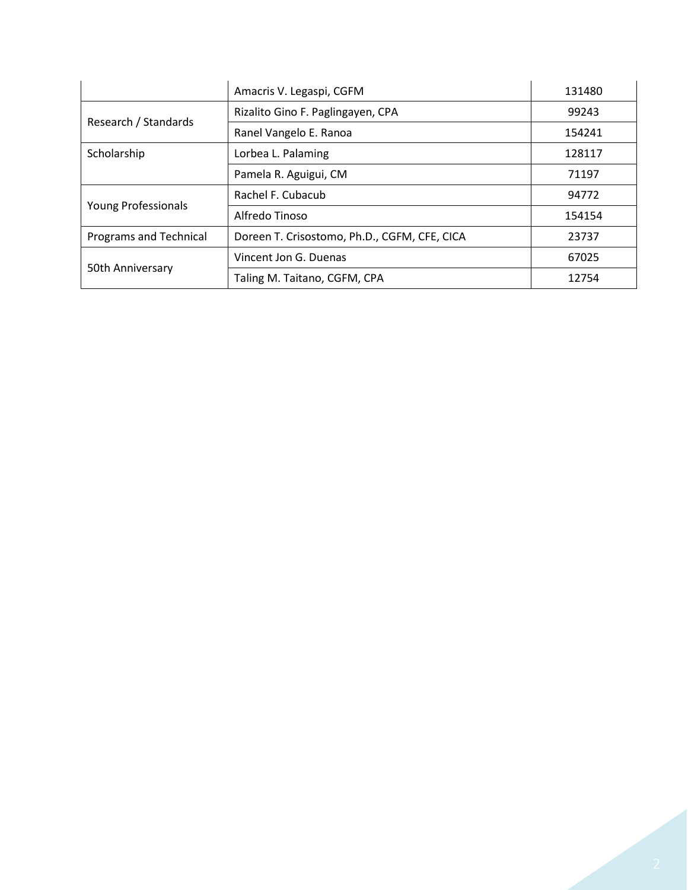| | | |
|---|---|---|
| | Amacris V. Legaspi, CGFM | 131480 |
| Research / Standards | Rizalito Gino F. Paglingayen, CPA | 99243 |
| | Ranel Vangelo E. Ranoa | 154241 |
| Scholarship | Lorbea L. Palaming | 128117 |
| | Pamela R. Aguigui, CM | 71197 |
| Young Professionals | Rachel F. Cubacub | 94772 |
| | Alfredo Tinoso | 154154 |
| Programs and Technical | Doreen T. Crisostomo, Ph.D., CGFM, CFE, CICA | 23737 |
| 50th Anniversary | Vincent Jon G. Duenas | 67025 |
| | Taling M. Taitano, CGFM, CPA | 12754 |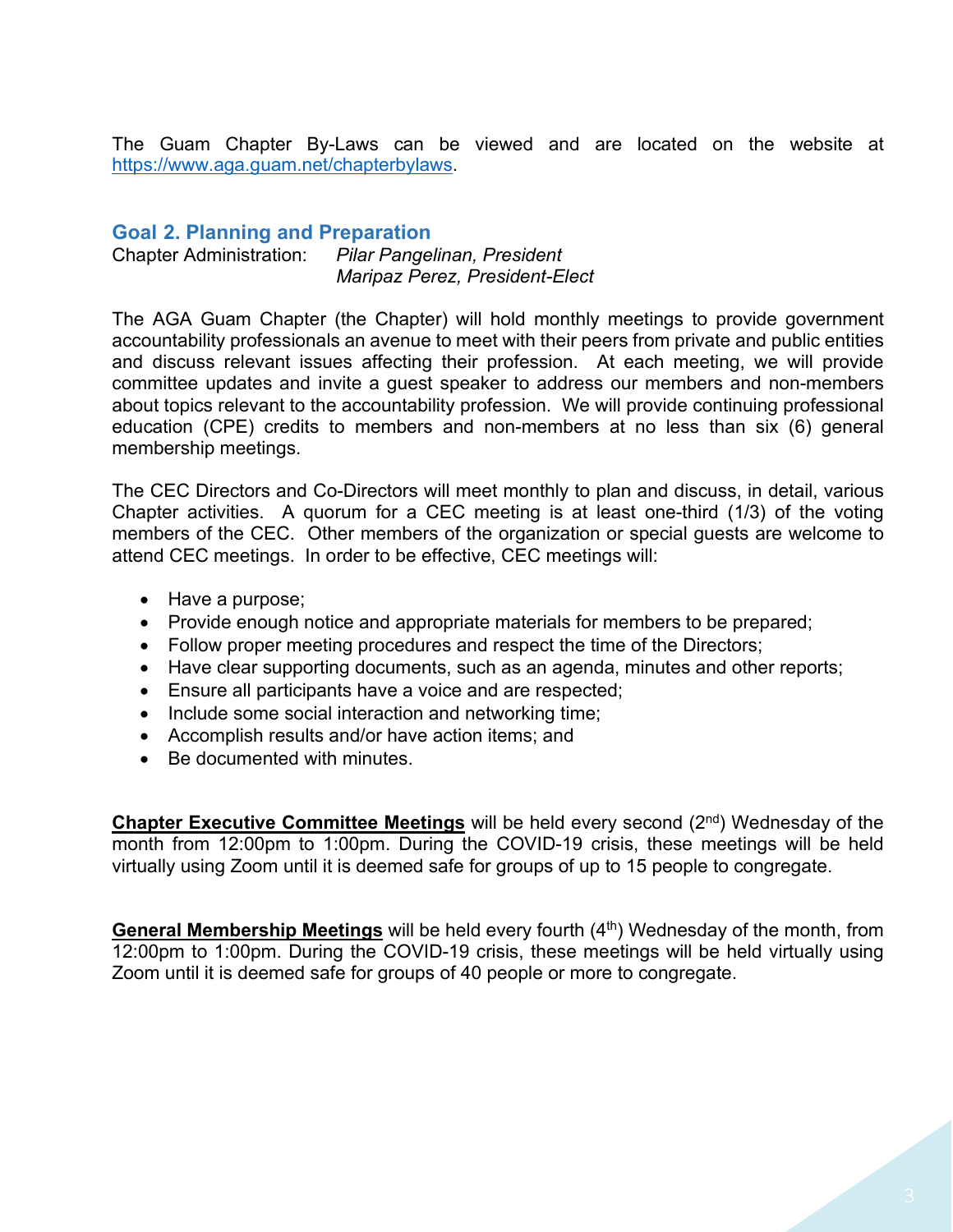The Guam Chapter By-Laws can be viewed and are located on the website at https://www.aga.guam.net/chapterbylaws.

## Goal 2. Planning and Preparation

Chapter Administration: *Pilar Pangelinan, President*
*Maripaz Perez, President-Elect*

The AGA Guam Chapter (the Chapter) will hold monthly meetings to provide government accountability professionals an avenue to meet with their peers from private and public entities and discuss relevant issues affecting their profession. At each meeting, we will provide committee updates and invite a guest speaker to address our members and non-members about topics relevant to the accountability profession. We will provide continuing professional education (CPE) credits to members and non-members at no less than six (6) general membership meetings.

The CEC Directors and Co-Directors will meet monthly to plan and discuss, in detail, various Chapter activities. A quorum for a CEC meeting is at least one-third (1/3) of the voting members of the CEC. Other members of the organization or special guests are welcome to attend CEC meetings. In order to be effective, CEC meetings will:

- Have a purpose;
- Provide enough notice and appropriate materials for members to be prepared;
- Follow proper meeting procedures and respect the time of the Directors;
- Have clear supporting documents, such as an agenda, minutes and other reports;
- Ensure all participants have a voice and are respected;
- Include some social interaction and networking time;
- Accomplish results and/or have action items; and
- Be documented with minutes.

**Chapter Executive Committee Meetings** will be held every second (2nd) Wednesday of the month from 12:00pm to 1:00pm. During the COVID-19 crisis, these meetings will be held virtually using Zoom until it is deemed safe for groups of up to 15 people to congregate.

**General Membership Meetings** will be held every fourth (4th) Wednesday of the month, from 12:00pm to 1:00pm. During the COVID-19 crisis, these meetings will be held virtually using Zoom until it is deemed safe for groups of 40 people or more to congregate.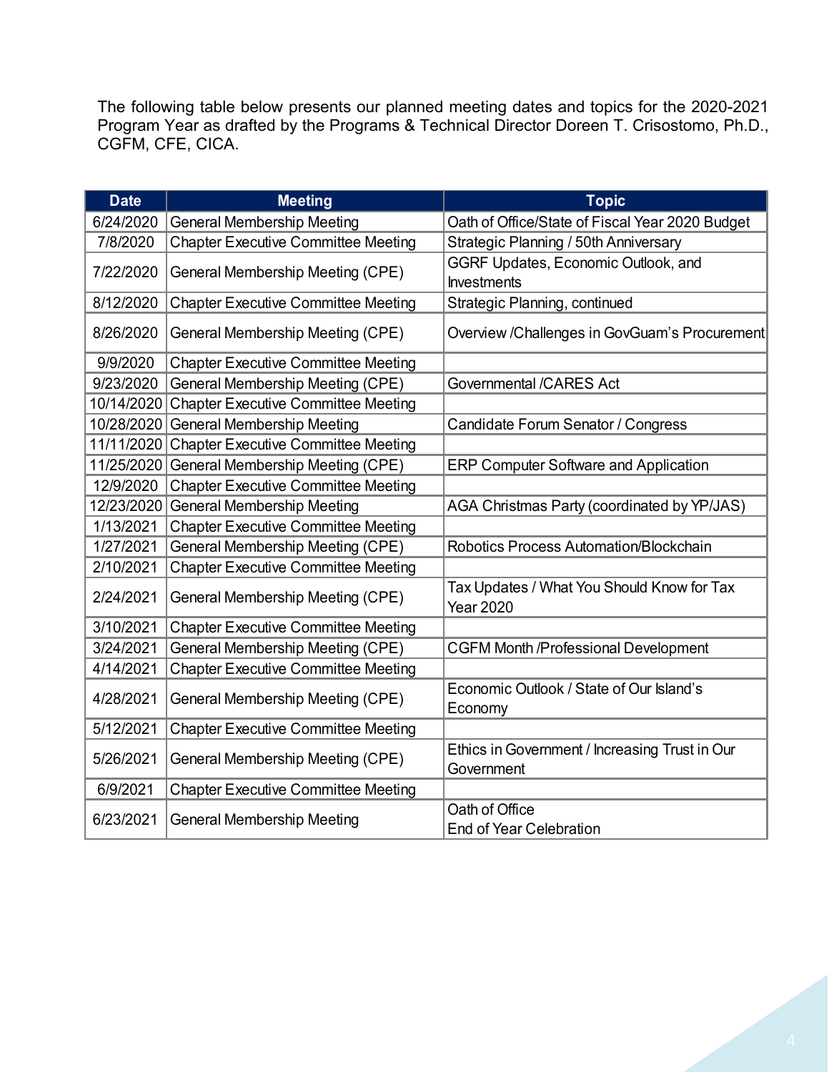The following table below presents our planned meeting dates and topics for the 2020-2021 Program Year as drafted by the Programs & Technical Director Doreen T. Crisostomo, Ph.D., CGFM, CFE, CICA.

| Date | Meeting | Topic |
|---|---|---|
| 6/24/2020 | General Membership Meeting | Oath of Office/State of Fiscal Year 2020 Budget |
| 7/8/2020 | Chapter Executive Committee Meeting | Strategic Planning / 50th Anniversary |
| 7/22/2020 | General Membership Meeting (CPE) | GGRF Updates, Economic Outlook, and Investments |
| 8/12/2020 | Chapter Executive Committee Meeting | Strategic Planning, continued |
| 8/26/2020 | General Membership Meeting (CPE) | Overview /Challenges in GovGuam's Procurement |
| 9/9/2020 | Chapter Executive Committee Meeting | |
| 9/23/2020 | General Membership Meeting (CPE) | Governmental /CARES Act |
| 10/14/2020 | Chapter Executive Committee Meeting | |
| 10/28/2020 | General Membership Meeting | Candidate Forum Senator / Congress |
| 11/11/2020 | Chapter Executive Committee Meeting | |
| 11/25/2020 | General Membership Meeting (CPE) | ERP Computer Software and Application |
| 12/9/2020 | Chapter Executive Committee Meeting | |
| 12/23/2020 | General Membership Meeting | AGA Christmas Party (coordinated by YP/JAS) |
| 1/13/2021 | Chapter Executive Committee Meeting | |
| 1/27/2021 | General Membership Meeting (CPE) | Robotics Process Automation/Blockchain |
| 2/10/2021 | Chapter Executive Committee Meeting | |
| 2/24/2021 | General Membership Meeting (CPE) | Tax Updates / What You Should Know for Tax Year 2020 |
| 3/10/2021 | Chapter Executive Committee Meeting | |
| 3/24/2021 | General Membership Meeting (CPE) | CGFM Month /Professional Development |
| 4/14/2021 | Chapter Executive Committee Meeting | |
| 4/28/2021 | General Membership Meeting (CPE) | Economic Outlook / State of Our Island's Economy |
| 5/12/2021 | Chapter Executive Committee Meeting | |
| 5/26/2021 | General Membership Meeting (CPE) | Ethics in Government / Increasing Trust in Our Government |
| 6/9/2021 | Chapter Executive Committee Meeting | |
| 6/23/2021 | General Membership Meeting | Oath of Office<br>End of Year Celebration |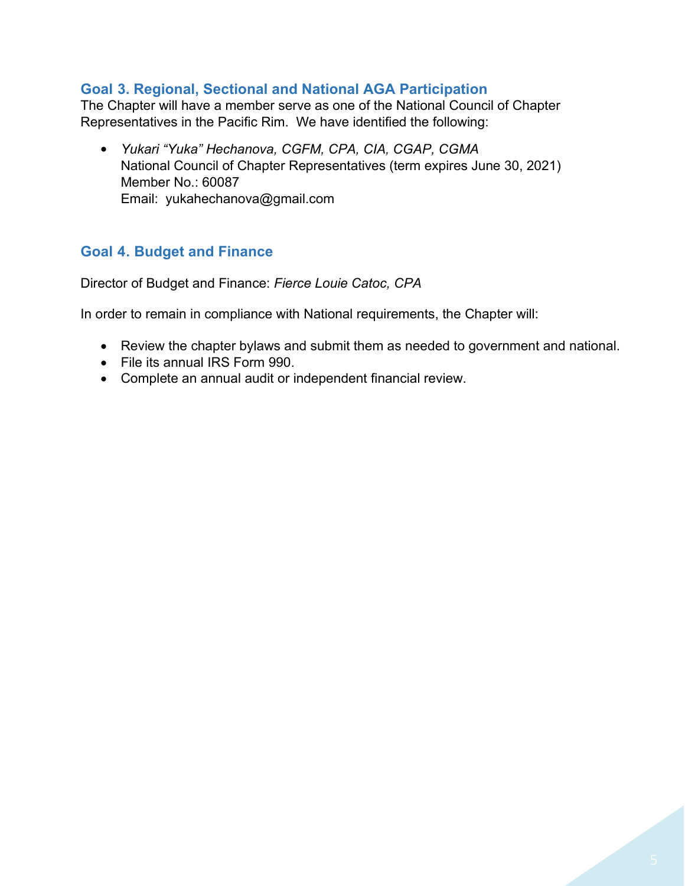## Goal 3. Regional, Sectional and National AGA Participation

The Chapter will have a member serve as one of the National Council of Chapter Representatives in the Pacific Rim. We have identified the following:

- *Yukari "Yuka" Hechanova, CGFM, CPA, CIA, CGAP, CGMA*
  National Council of Chapter Representatives (term expires June 30, 2021)
  Member No.: 60087
  Email: yukahechanova@gmail.com

## Goal 4. Budget and Finance

Director of Budget and Finance: *Fierce Louie Catoc, CPA*

In order to remain in compliance with National requirements, the Chapter will:

- Review the chapter bylaws and submit them as needed to government and national.
- File its annual IRS Form 990.
- Complete an annual audit or independent financial review.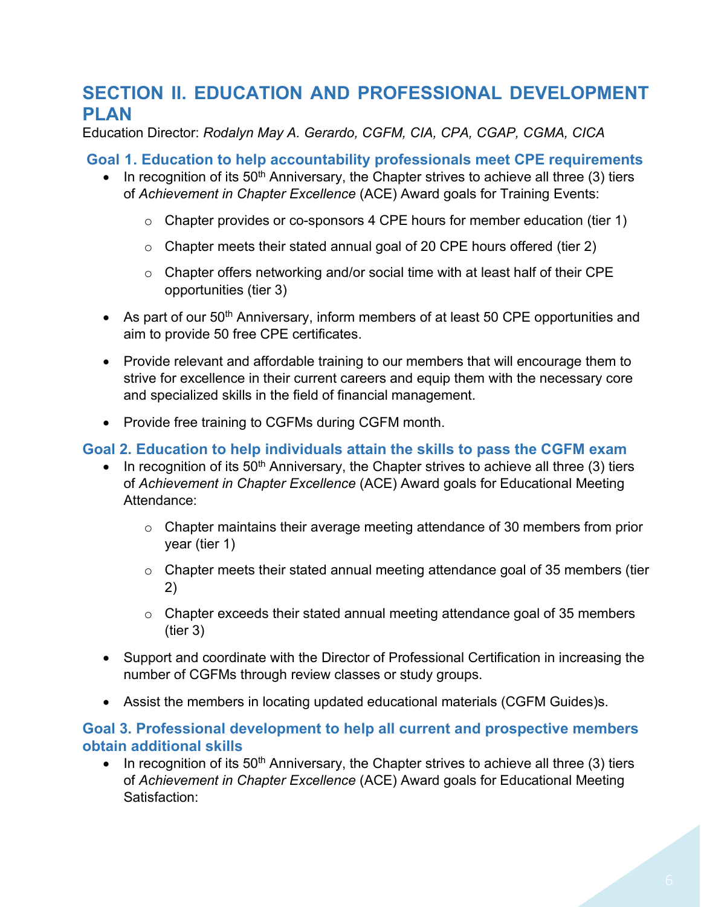## SECTION II. EDUCATION AND PROFESSIONAL DEVELOPMENT PLAN

Education Director: *Rodalyn May A. Gerardo, CGFM, CIA, CPA, CGAP, CGMA, CICA*

### Goal 1. Education to help accountability professionals meet CPE requirements

- In recognition of its 50th Anniversary, the Chapter strives to achieve all three (3) tiers of *Achievement in Chapter Excellence* (ACE) Award goals for Training Events:
  - Chapter provides or co-sponsors 4 CPE hours for member education (tier 1)
  - Chapter meets their stated annual goal of 20 CPE hours offered (tier 2)
  - Chapter offers networking and/or social time with at least half of their CPE opportunities (tier 3)
- As part of our 50th Anniversary, inform members of at least 50 CPE opportunities and aim to provide 50 free CPE certificates.
- Provide relevant and affordable training to our members that will encourage them to strive for excellence in their current careers and equip them with the necessary core and specialized skills in the field of financial management.
- Provide free training to CGFMs during CGFM month.

### Goal 2. Education to help individuals attain the skills to pass the CGFM exam

- In recognition of its 50th Anniversary, the Chapter strives to achieve all three (3) tiers of *Achievement in Chapter Excellence* (ACE) Award goals for Educational Meeting Attendance:
  - Chapter maintains their average meeting attendance of 30 members from prior year (tier 1)
  - Chapter meets their stated annual meeting attendance goal of 35 members (tier 2)
  - Chapter exceeds their stated annual meeting attendance goal of 35 members (tier 3)
- Support and coordinate with the Director of Professional Certification in increasing the number of CGFMs through review classes or study groups.
- Assist the members in locating updated educational materials (CGFM Guides)s.

### Goal 3. Professional development to help all current and prospective members obtain additional skills

- In recognition of its 50th Anniversary, the Chapter strives to achieve all three (3) tiers of *Achievement in Chapter Excellence* (ACE) Award goals for Educational Meeting Satisfaction: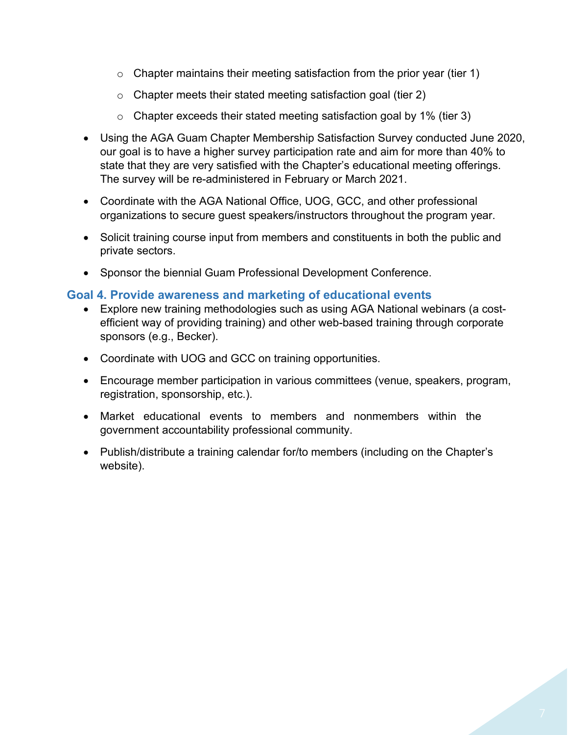- Chapter maintains their meeting satisfaction from the prior year (tier 1)
  - Chapter meets their stated meeting satisfaction goal (tier 2)
  - Chapter exceeds their stated meeting satisfaction goal by 1% (tier 3)

- Using the AGA Guam Chapter Membership Satisfaction Survey conducted June 2020, our goal is to have a higher survey participation rate and aim for more than 40% to state that they are very satisfied with the Chapter's educational meeting offerings. The survey will be re-administered in February or March 2021.

- Coordinate with the AGA National Office, UOG, GCC, and other professional organizations to secure guest speakers/instructors throughout the program year.

- Solicit training course input from members and constituents in both the public and private sectors.

- Sponsor the biennial Guam Professional Development Conference.

## Goal 4. Provide awareness and marketing of educational events

- Explore new training methodologies such as using AGA National webinars (a cost-efficient way of providing training) and other web-based training through corporate sponsors (e.g., Becker).

- Coordinate with UOG and GCC on training opportunities.

- Encourage member participation in various committees (venue, speakers, program, registration, sponsorship, etc.).

- Market educational events to members and nonmembers within the government accountability professional community.

- Publish/distribute a training calendar for/to members (including on the Chapter's website).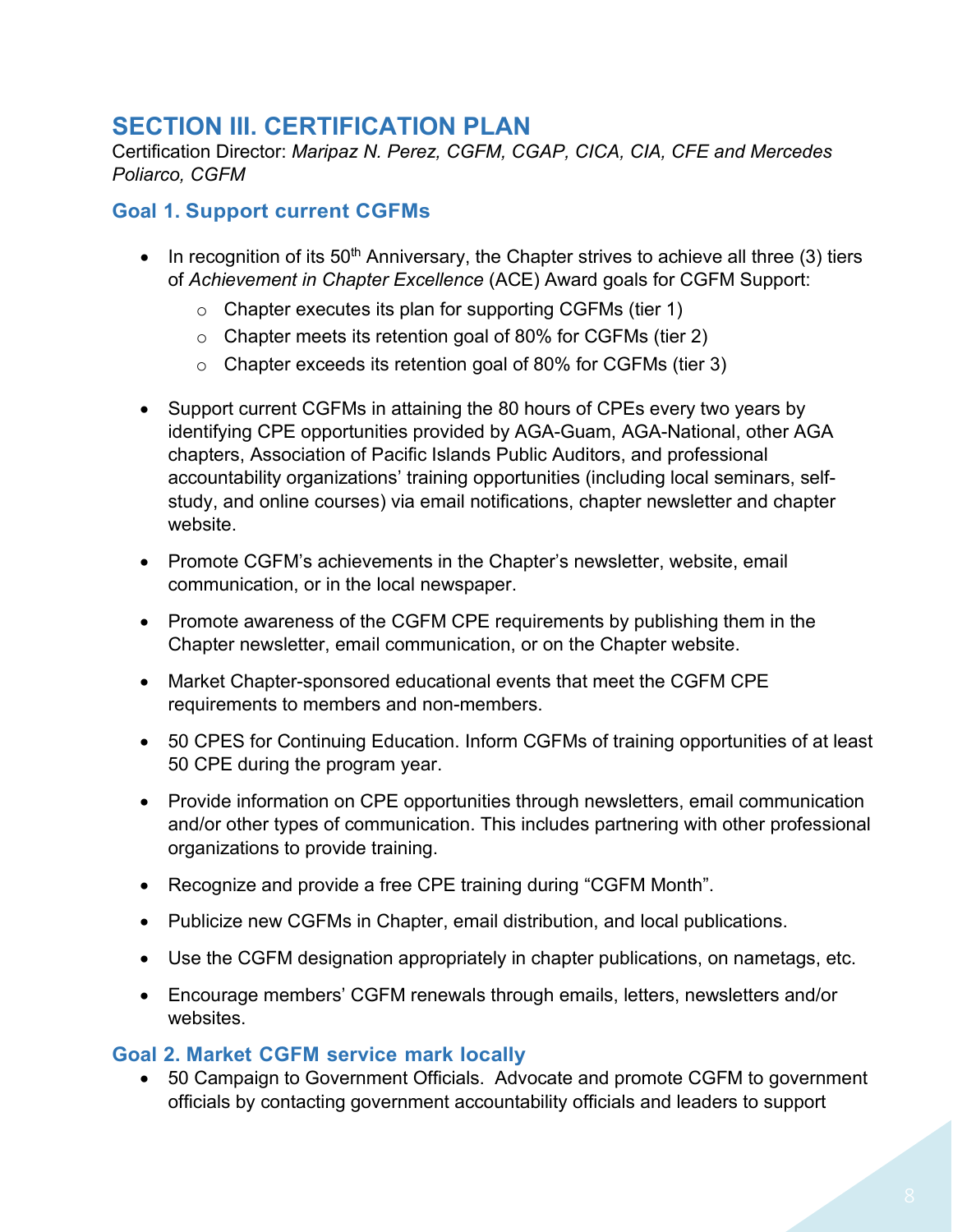## SECTION III. CERTIFICATION PLAN

Certification Director: *Maripaz N. Perez, CGFM, CGAP, CICA, CIA, CFE and Mercedes Poliarco, CGFM*

### Goal 1. Support current CGFMs

- In recognition of its 50th Anniversary, the Chapter strives to achieve all three (3) tiers of *Achievement in Chapter Excellence* (ACE) Award goals for CGFM Support:
  - Chapter executes its plan for supporting CGFMs (tier 1)
  - Chapter meets its retention goal of 80% for CGFMs (tier 2)
  - Chapter exceeds its retention goal of 80% for CGFMs (tier 3)
- Support current CGFMs in attaining the 80 hours of CPEs every two years by identifying CPE opportunities provided by AGA-Guam, AGA-National, other AGA chapters, Association of Pacific Islands Public Auditors, and professional accountability organizations' training opportunities (including local seminars, self-study, and online courses) via email notifications, chapter newsletter and chapter website.
- Promote CGFM's achievements in the Chapter's newsletter, website, email communication, or in the local newspaper.
- Promote awareness of the CGFM CPE requirements by publishing them in the Chapter newsletter, email communication, or on the Chapter website.
- Market Chapter-sponsored educational events that meet the CGFM CPE requirements to members and non-members.
- 50 CPES for Continuing Education. Inform CGFMs of training opportunities of at least 50 CPE during the program year.
- Provide information on CPE opportunities through newsletters, email communication and/or other types of communication. This includes partnering with other professional organizations to provide training.
- Recognize and provide a free CPE training during "CGFM Month".
- Publicize new CGFMs in Chapter, email distribution, and local publications.
- Use the CGFM designation appropriately in chapter publications, on nametags, etc.
- Encourage members' CGFM renewals through emails, letters, newsletters and/or websites.

### Goal 2. Market CGFM service mark locally

- 50 Campaign to Government Officials. Advocate and promote CGFM to government officials by contacting government accountability officials and leaders to support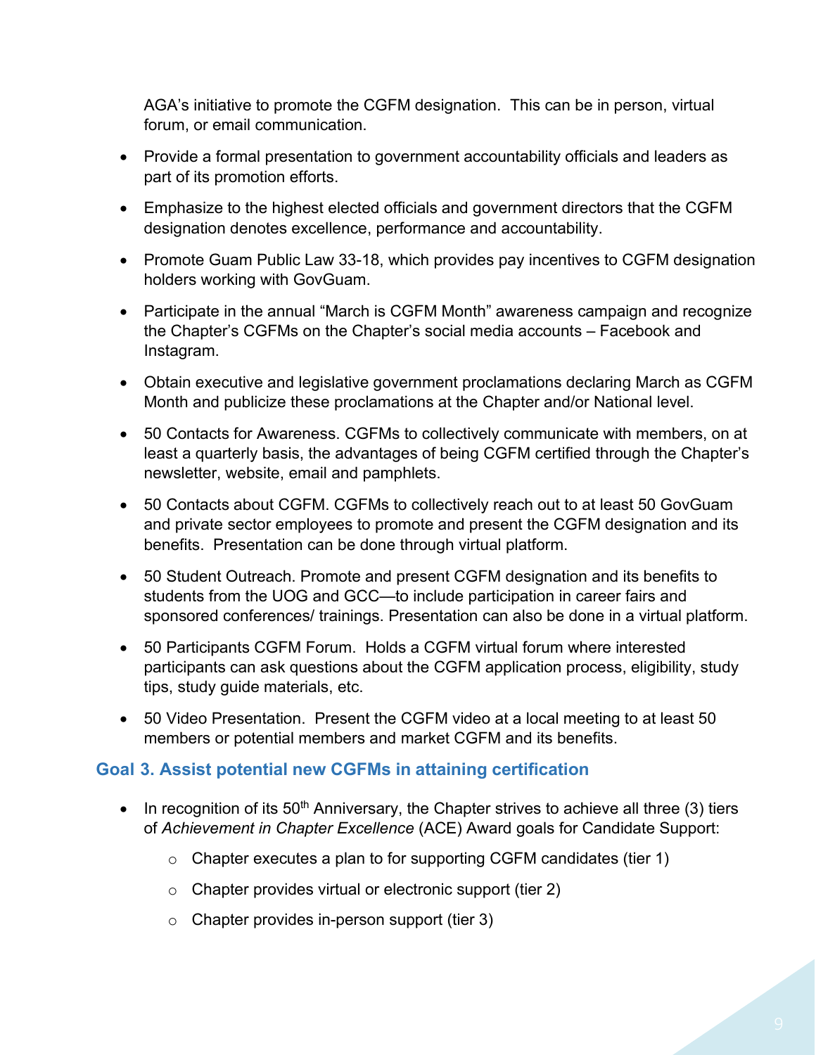AGA's initiative to promote the CGFM designation. This can be in person, virtual forum, or email communication.

- Provide a formal presentation to government accountability officials and leaders as part of its promotion efforts.
- Emphasize to the highest elected officials and government directors that the CGFM designation denotes excellence, performance and accountability.
- Promote Guam Public Law 33-18, which provides pay incentives to CGFM designation holders working with GovGuam.
- Participate in the annual "March is CGFM Month" awareness campaign and recognize the Chapter's CGFMs on the Chapter's social media accounts – Facebook and Instagram.
- Obtain executive and legislative government proclamations declaring March as CGFM Month and publicize these proclamations at the Chapter and/or National level.
- 50 Contacts for Awareness. CGFMs to collectively communicate with members, on at least a quarterly basis, the advantages of being CGFM certified through the Chapter's newsletter, website, email and pamphlets.
- 50 Contacts about CGFM. CGFMs to collectively reach out to at least 50 GovGuam and private sector employees to promote and present the CGFM designation and its benefits. Presentation can be done through virtual platform.
- 50 Student Outreach. Promote and present CGFM designation and its benefits to students from the UOG and GCC—to include participation in career fairs and sponsored conferences/ trainings. Presentation can also be done in a virtual platform.
- 50 Participants CGFM Forum. Holds a CGFM virtual forum where interested participants can ask questions about the CGFM application process, eligibility, study tips, study guide materials, etc.
- 50 Video Presentation. Present the CGFM video at a local meeting to at least 50 members or potential members and market CGFM and its benefits.

### Goal 3. Assist potential new CGFMs in attaining certification

- In recognition of its 50th Anniversary, the Chapter strives to achieve all three (3) tiers of *Achievement in Chapter Excellence* (ACE) Award goals for Candidate Support:
  - Chapter executes a plan to for supporting CGFM candidates (tier 1)
  - Chapter provides virtual or electronic support (tier 2)
  - Chapter provides in-person support (tier 3)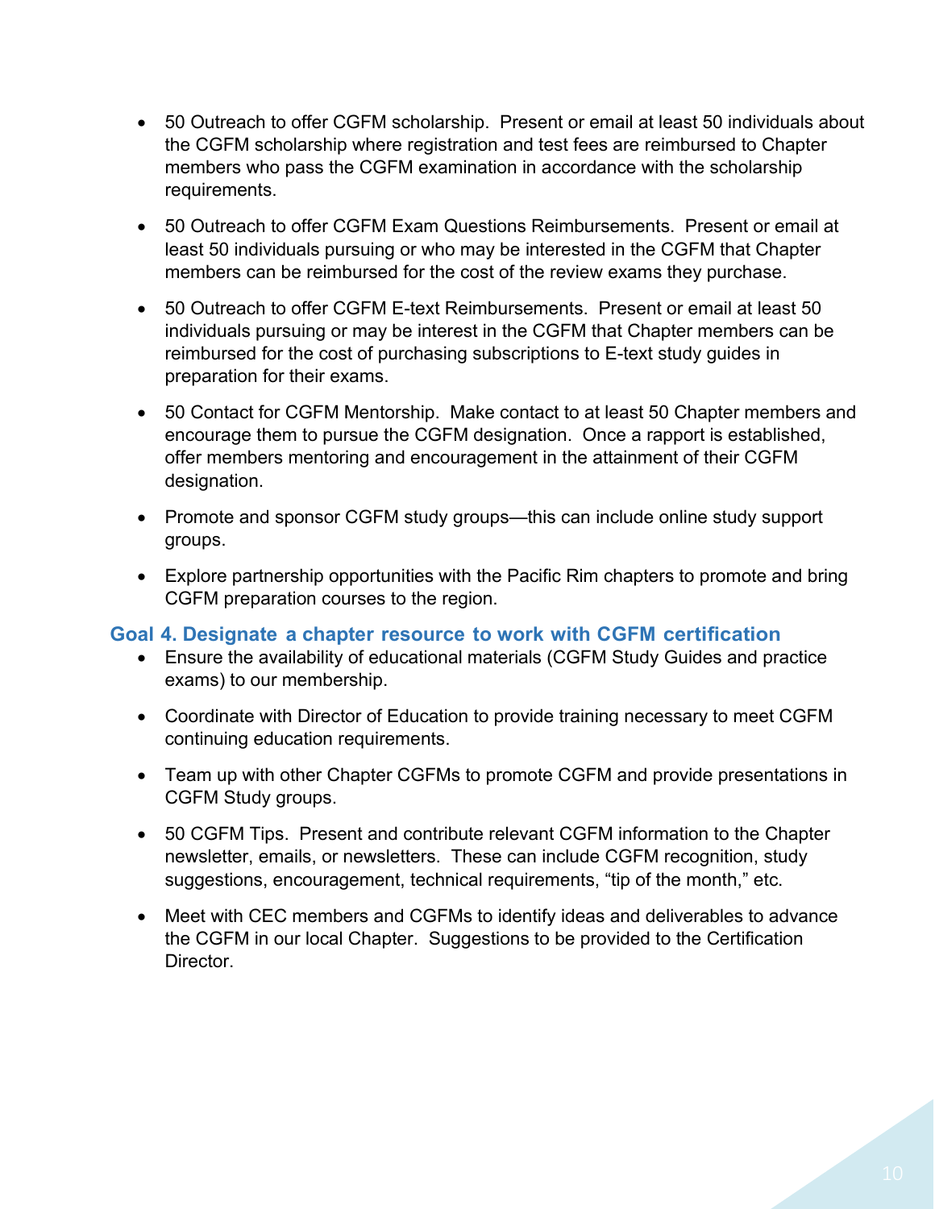- 50 Outreach to offer CGFM scholarship. Present or email at least 50 individuals about the CGFM scholarship where registration and test fees are reimbursed to Chapter members who pass the CGFM examination in accordance with the scholarship requirements.

- 50 Outreach to offer CGFM Exam Questions Reimbursements. Present or email at least 50 individuals pursuing or who may be interested in the CGFM that Chapter members can be reimbursed for the cost of the review exams they purchase.

- 50 Outreach to offer CGFM E-text Reimbursements. Present or email at least 50 individuals pursuing or may be interest in the CGFM that Chapter members can be reimbursed for the cost of purchasing subscriptions to E-text study guides in preparation for their exams.

- 50 Contact for CGFM Mentorship. Make contact to at least 50 Chapter members and encourage them to pursue the CGFM designation. Once a rapport is established, offer members mentoring and encouragement in the attainment of their CGFM designation.

- Promote and sponsor CGFM study groups—this can include online study support groups.

- Explore partnership opportunities with the Pacific Rim chapters to promote and bring CGFM preparation courses to the region.

## Goal 4. Designate a chapter resource to work with CGFM certification

- Ensure the availability of educational materials (CGFM Study Guides and practice exams) to our membership.

- Coordinate with Director of Education to provide training necessary to meet CGFM continuing education requirements.

- Team up with other Chapter CGFMs to promote CGFM and provide presentations in CGFM Study groups.

- 50 CGFM Tips. Present and contribute relevant CGFM information to the Chapter newsletter, emails, or newsletters. These can include CGFM recognition, study suggestions, encouragement, technical requirements, "tip of the month," etc.

- Meet with CEC members and CGFMs to identify ideas and deliverables to advance the CGFM in our local Chapter. Suggestions to be provided to the Certification Director.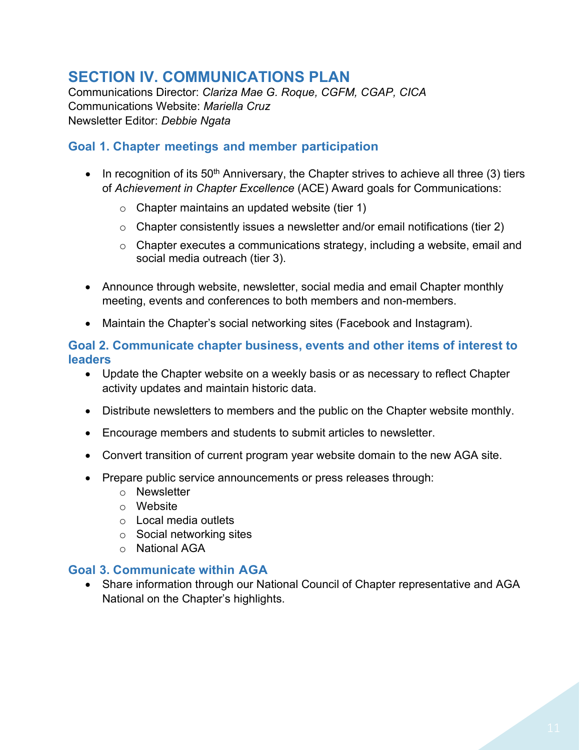# SECTION IV. COMMUNICATIONS PLAN

Communications Director: *Clariza Mae G. Roque, CGFM, CGAP, CICA*
Communications Website: *Mariella Cruz*
Newsletter Editor: *Debbie Ngata*

## Goal 1. Chapter meetings and member participation

- In recognition of its 50th Anniversary, the Chapter strives to achieve all three (3) tiers of *Achievement in Chapter Excellence* (ACE) Award goals for Communications:
    - Chapter maintains an updated website (tier 1)
    - Chapter consistently issues a newsletter and/or email notifications (tier 2)
    - Chapter executes a communications strategy, including a website, email and social media outreach (tier 3).
- Announce through website, newsletter, social media and email Chapter monthly meeting, events and conferences to both members and non-members.
- Maintain the Chapter's social networking sites (Facebook and Instagram).

## Goal 2. Communicate chapter business, events and other items of interest to leaders

- Update the Chapter website on a weekly basis or as necessary to reflect Chapter activity updates and maintain historic data.
- Distribute newsletters to members and the public on the Chapter website monthly.
- Encourage members and students to submit articles to newsletter.
- Convert transition of current program year website domain to the new AGA site.
- Prepare public service announcements or press releases through:
    - Newsletter
    - Website
    - Local media outlets
    - Social networking sites
    - National AGA

## Goal 3. Communicate within AGA

- Share information through our National Council of Chapter representative and AGA National on the Chapter's highlights.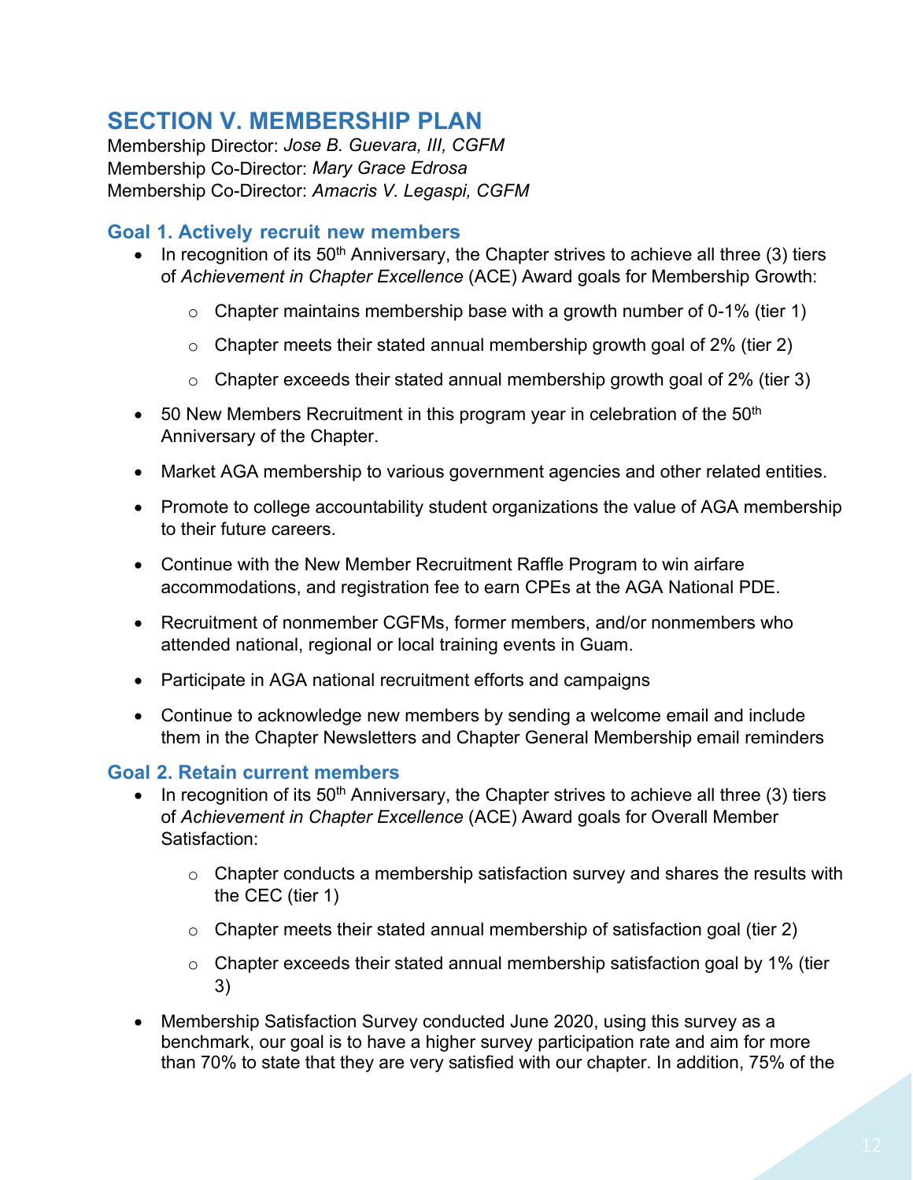## SECTION V. MEMBERSHIP PLAN

Membership Director: *Jose B. Guevara, III, CGFM*
Membership Co-Director: *Mary Grace Edrosa*
Membership Co-Director: *Amacris V. Legaspi, CGFM*

### Goal 1. Actively recruit new members

- In recognition of its 50th Anniversary, the Chapter strives to achieve all three (3) tiers of *Achievement in Chapter Excellence* (ACE) Award goals for Membership Growth:
  - Chapter maintains membership base with a growth number of 0-1% (tier 1)
  - Chapter meets their stated annual membership growth goal of 2% (tier 2)
  - Chapter exceeds their stated annual membership growth goal of 2% (tier 3)
- 50 New Members Recruitment in this program year in celebration of the 50th Anniversary of the Chapter.
- Market AGA membership to various government agencies and other related entities.
- Promote to college accountability student organizations the value of AGA membership to their future careers.
- Continue with the New Member Recruitment Raffle Program to win airfare accommodations, and registration fee to earn CPEs at the AGA National PDE.
- Recruitment of nonmember CGFMs, former members, and/or nonmembers who attended national, regional or local training events in Guam.
- Participate in AGA national recruitment efforts and campaigns
- Continue to acknowledge new members by sending a welcome email and include them in the Chapter Newsletters and Chapter General Membership email reminders

### Goal 2. Retain current members

- In recognition of its 50th Anniversary, the Chapter strives to achieve all three (3) tiers of *Achievement in Chapter Excellence* (ACE) Award goals for Overall Member Satisfaction:
  - Chapter conducts a membership satisfaction survey and shares the results with the CEC (tier 1)
  - Chapter meets their stated annual membership of satisfaction goal (tier 2)
  - Chapter exceeds their stated annual membership satisfaction goal by 1% (tier 3)
- Membership Satisfaction Survey conducted June 2020, using this survey as a benchmark, our goal is to have a higher survey participation rate and aim for more than 70% to state that they are very satisfied with our chapter. In addition, 75% of the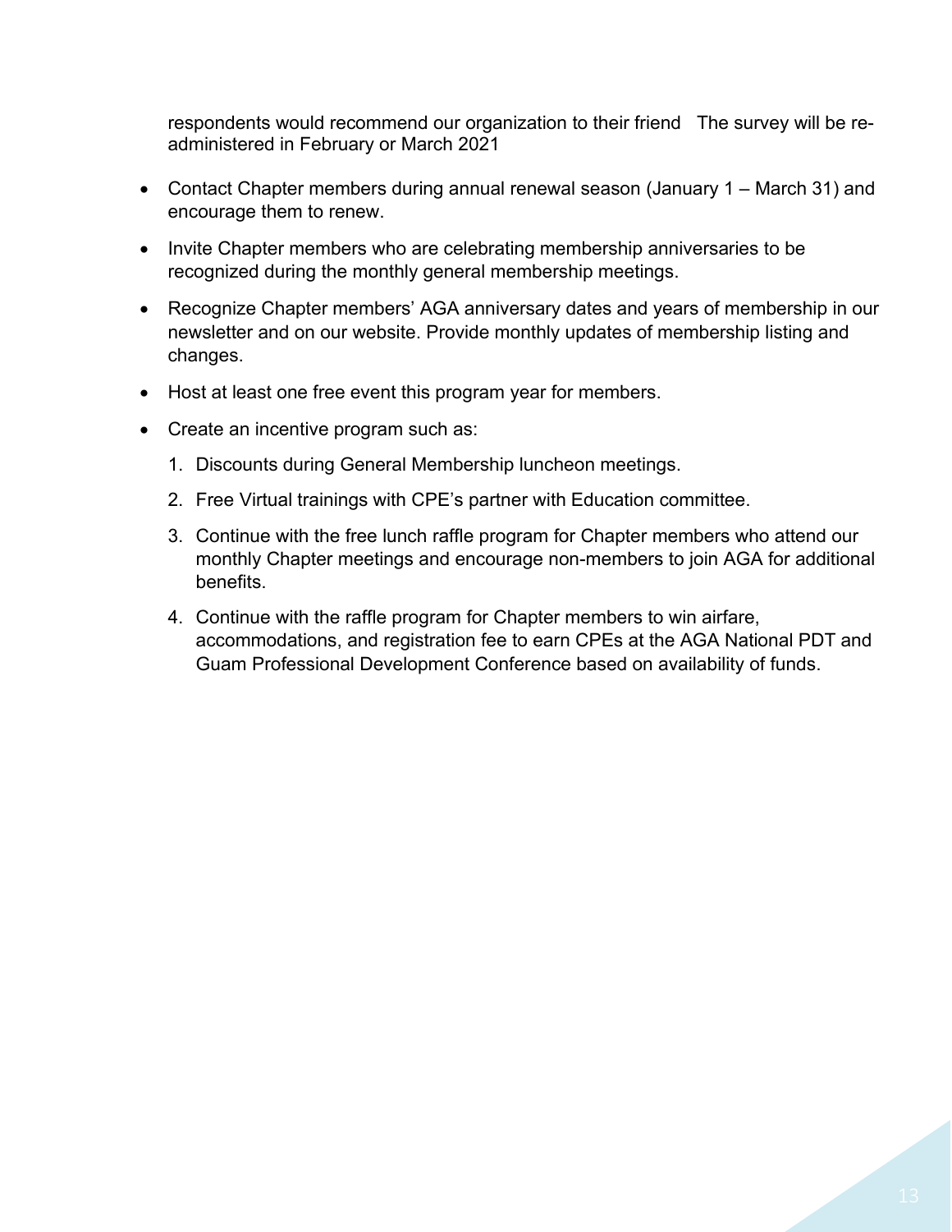respondents would recommend our organization to their friend The survey will be re-administered in February or March 2021

- Contact Chapter members during annual renewal season (January 1 – March 31) and encourage them to renew.
- Invite Chapter members who are celebrating membership anniversaries to be recognized during the monthly general membership meetings.
- Recognize Chapter members' AGA anniversary dates and years of membership in our newsletter and on our website. Provide monthly updates of membership listing and changes.
- Host at least one free event this program year for members.
- Create an incentive program such as:
  1. Discounts during General Membership luncheon meetings.
  2. Free Virtual trainings with CPE's partner with Education committee.
  3. Continue with the free lunch raffle program for Chapter members who attend our monthly Chapter meetings and encourage non-members to join AGA for additional benefits.
  4. Continue with the raffle program for Chapter members to win airfare, accommodations, and registration fee to earn CPEs at the AGA National PDT and Guam Professional Development Conference based on availability of funds.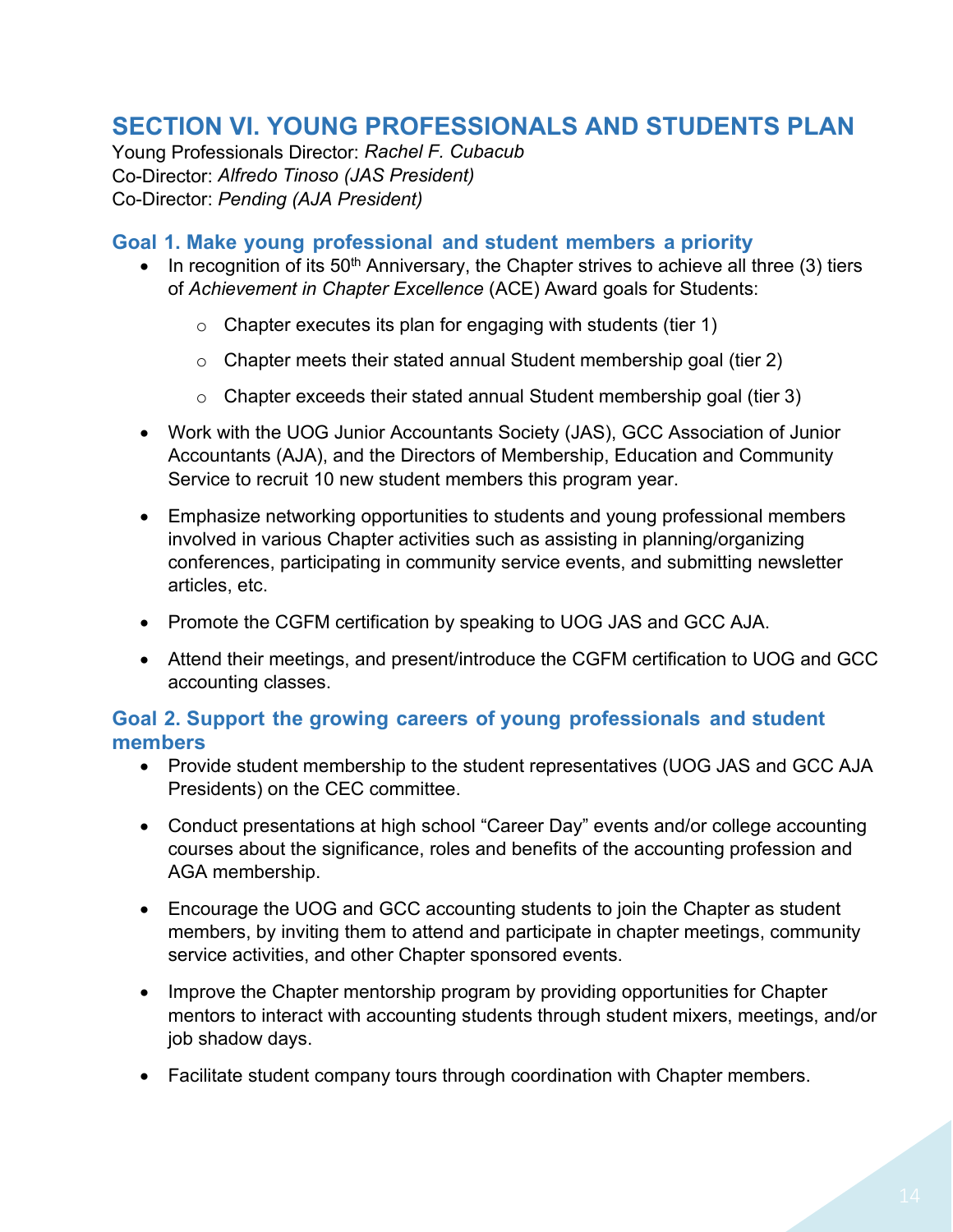# SECTION VI. YOUNG PROFESSIONALS AND STUDENTS PLAN

Young Professionals Director: *Rachel F. Cubacub*
Co-Director: *Alfredo Tinoso (JAS President)*
Co-Director: *Pending (AJA President)*

## Goal 1. Make young professional and student members a priority

- In recognition of its 50th Anniversary, the Chapter strives to achieve all three (3) tiers of *Achievement in Chapter Excellence* (ACE) Award goals for Students:
  - Chapter executes its plan for engaging with students (tier 1)
  - Chapter meets their stated annual Student membership goal (tier 2)
  - Chapter exceeds their stated annual Student membership goal (tier 3)
- Work with the UOG Junior Accountants Society (JAS), GCC Association of Junior Accountants (AJA), and the Directors of Membership, Education and Community Service to recruit 10 new student members this program year.
- Emphasize networking opportunities to students and young professional members involved in various Chapter activities such as assisting in planning/organizing conferences, participating in community service events, and submitting newsletter articles, etc.
- Promote the CGFM certification by speaking to UOG JAS and GCC AJA.
- Attend their meetings, and present/introduce the CGFM certification to UOG and GCC accounting classes.

## Goal 2. Support the growing careers of young professionals and student members

- Provide student membership to the student representatives (UOG JAS and GCC AJA Presidents) on the CEC committee.
- Conduct presentations at high school "Career Day" events and/or college accounting courses about the significance, roles and benefits of the accounting profession and AGA membership.
- Encourage the UOG and GCC accounting students to join the Chapter as student members, by inviting them to attend and participate in chapter meetings, community service activities, and other Chapter sponsored events.
- Improve the Chapter mentorship program by providing opportunities for Chapter mentors to interact with accounting students through student mixers, meetings, and/or job shadow days.
- Facilitate student company tours through coordination with Chapter members.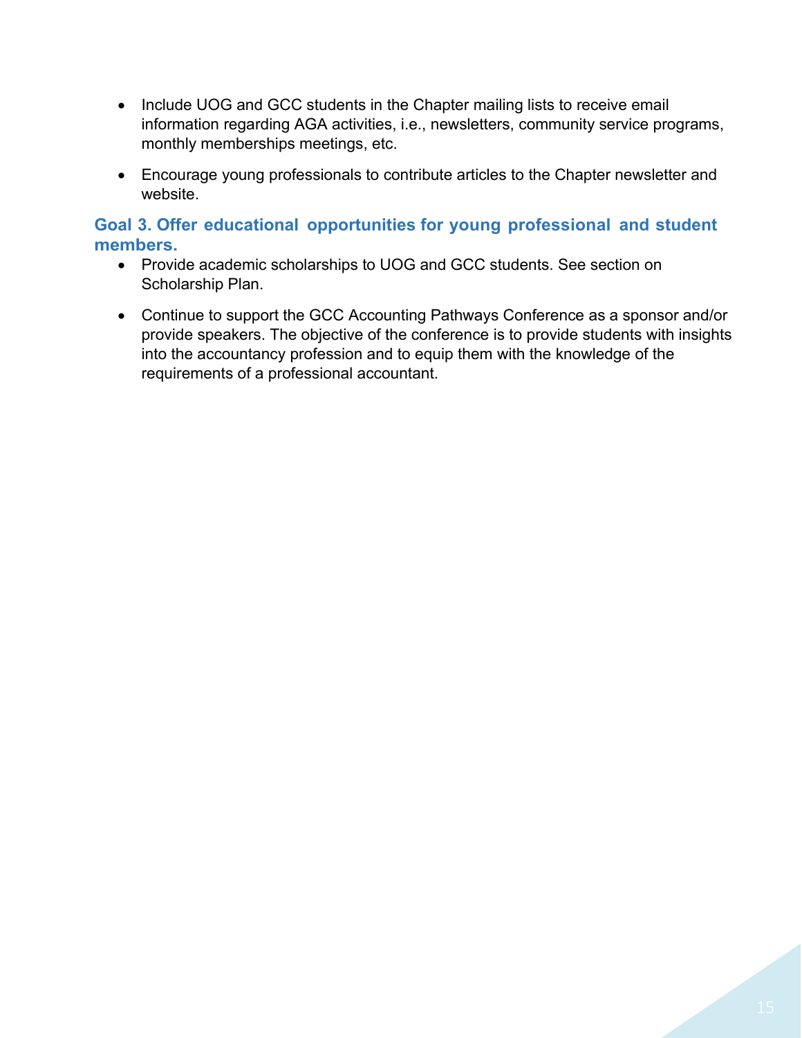- Include UOG and GCC students in the Chapter mailing lists to receive email information regarding AGA activities, i.e., newsletters, community service programs, monthly memberships meetings, etc.

- Encourage young professionals to contribute articles to the Chapter newsletter and website.

### Goal 3. Offer educational opportunities for young professional and student members.

- Provide academic scholarships to UOG and GCC students. See section on Scholarship Plan.

- Continue to support the GCC Accounting Pathways Conference as a sponsor and/or provide speakers. The objective of the conference is to provide students with insights into the accountancy profession and to equip them with the knowledge of the requirements of a professional accountant.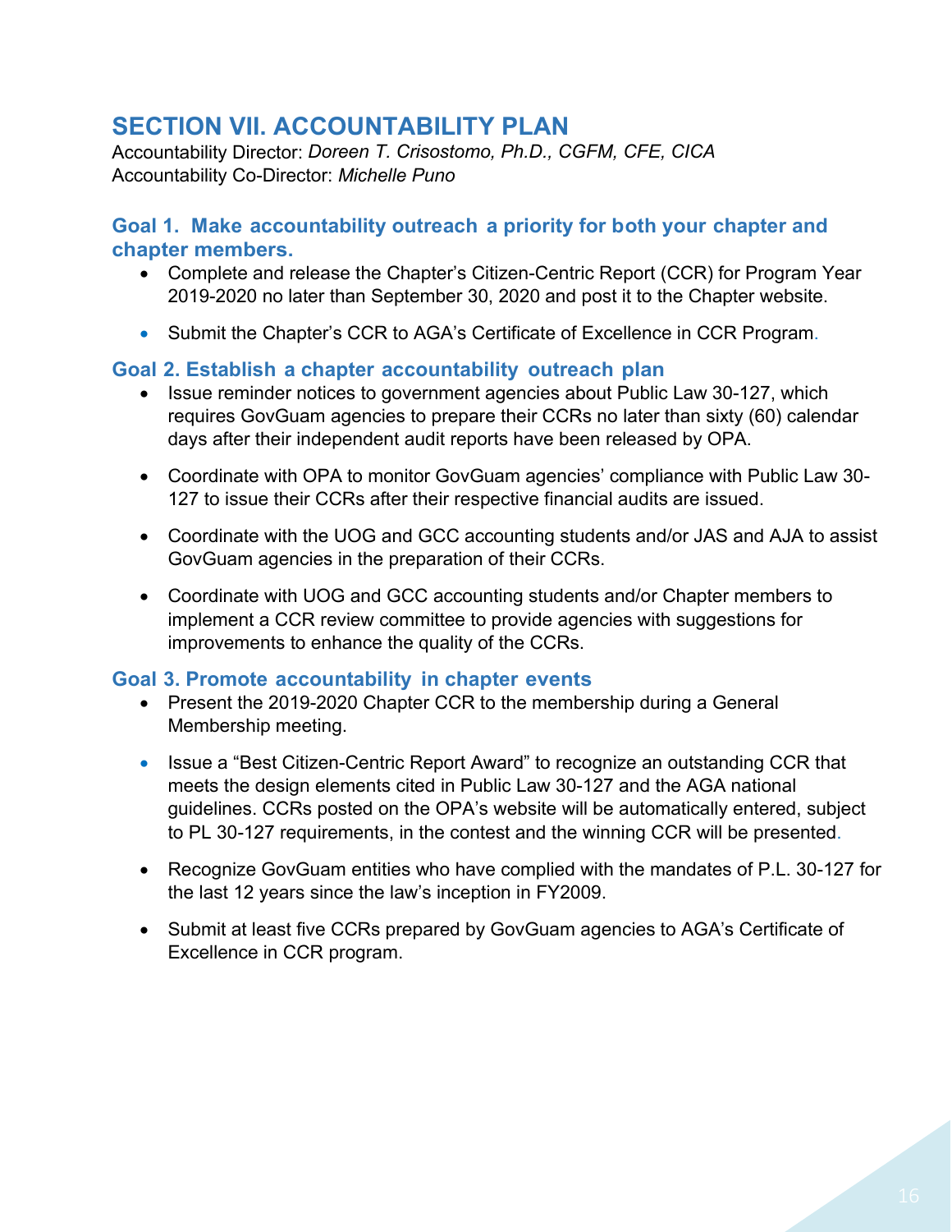## SECTION VII. ACCOUNTABILITY PLAN

Accountability Director: *Doreen T. Crisostomo, Ph.D., CGFM, CFE, CICA*
Accountability Co-Director: *Michelle Puno*

### Goal 1. Make accountability outreach a priority for both your chapter and chapter members.

- Complete and release the Chapter's Citizen-Centric Report (CCR) for Program Year 2019-2020 no later than September 30, 2020 and post it to the Chapter website.
- Submit the Chapter's CCR to AGA's Certificate of Excellence in CCR Program.

### Goal 2. Establish a chapter accountability outreach plan

- Issue reminder notices to government agencies about Public Law 30-127, which requires GovGuam agencies to prepare their CCRs no later than sixty (60) calendar days after their independent audit reports have been released by OPA.
- Coordinate with OPA to monitor GovGuam agencies' compliance with Public Law 30-127 to issue their CCRs after their respective financial audits are issued.
- Coordinate with the UOG and GCC accounting students and/or JAS and AJA to assist GovGuam agencies in the preparation of their CCRs.
- Coordinate with UOG and GCC accounting students and/or Chapter members to implement a CCR review committee to provide agencies with suggestions for improvements to enhance the quality of the CCRs.

### Goal 3. Promote accountability in chapter events

- Present the 2019-2020 Chapter CCR to the membership during a General Membership meeting.
- Issue a "Best Citizen-Centric Report Award" to recognize an outstanding CCR that meets the design elements cited in Public Law 30-127 and the AGA national guidelines. CCRs posted on the OPA's website will be automatically entered, subject to PL 30-127 requirements, in the contest and the winning CCR will be presented.
- Recognize GovGuam entities who have complied with the mandates of P.L. 30-127 for the last 12 years since the law's inception in FY2009.
- Submit at least five CCRs prepared by GovGuam agencies to AGA's Certificate of Excellence in CCR program.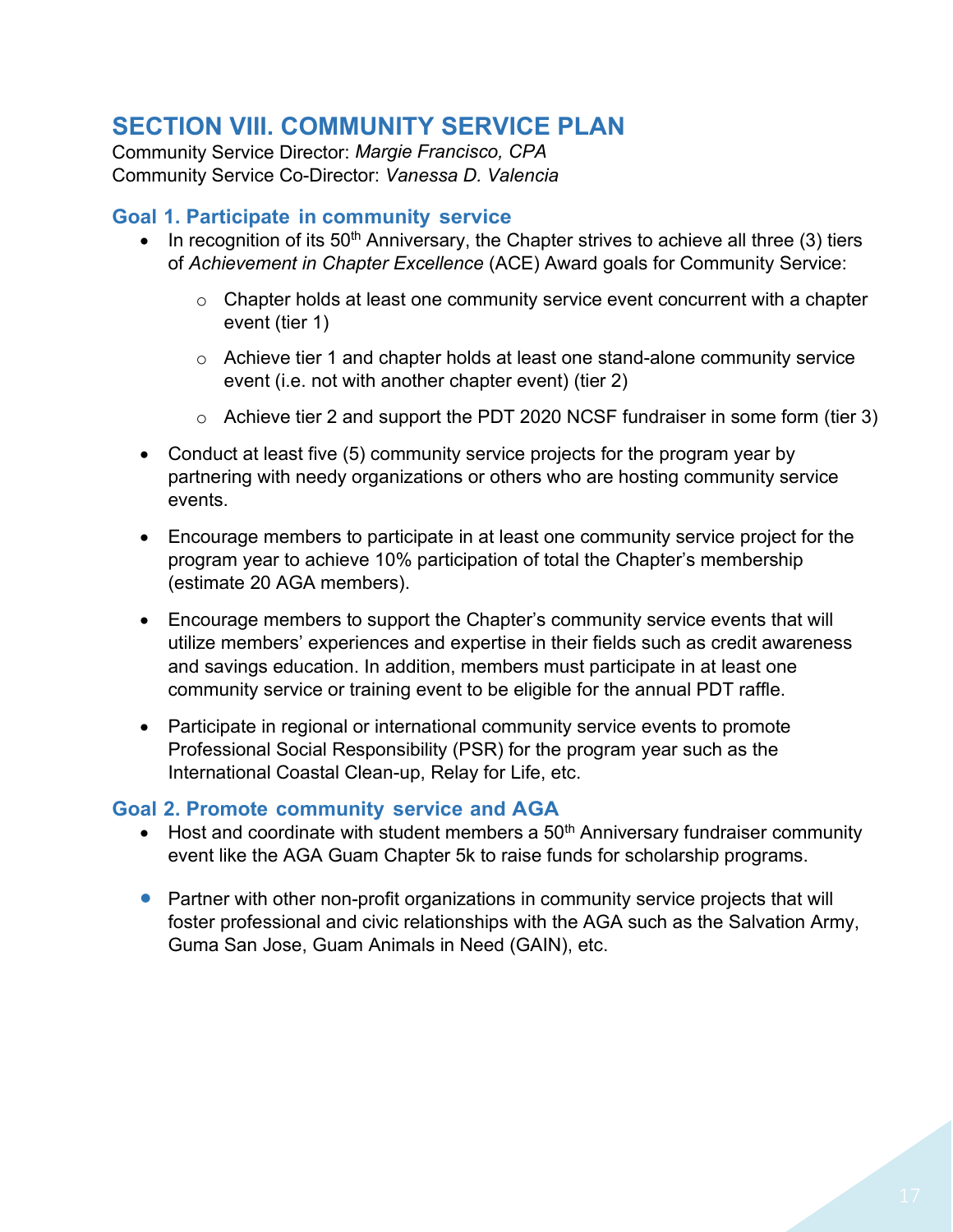## SECTION VIII. COMMUNITY SERVICE PLAN

Community Service Director: *Margie Francisco, CPA*
Community Service Co-Director: *Vanessa D. Valencia*

### Goal 1. Participate in community service

- In recognition of its 50th Anniversary, the Chapter strives to achieve all three (3) tiers of *Achievement in Chapter Excellence* (ACE) Award goals for Community Service:
    - Chapter holds at least one community service event concurrent with a chapter event (tier 1)
    - Achieve tier 1 and chapter holds at least one stand-alone community service event (i.e. not with another chapter event) (tier 2)
    - Achieve tier 2 and support the PDT 2020 NCSF fundraiser in some form (tier 3)
- Conduct at least five (5) community service projects for the program year by partnering with needy organizations or others who are hosting community service events.
- Encourage members to participate in at least one community service project for the program year to achieve 10% participation of total the Chapter's membership (estimate 20 AGA members).
- Encourage members to support the Chapter's community service events that will utilize members' experiences and expertise in their fields such as credit awareness and savings education. In addition, members must participate in at least one community service or training event to be eligible for the annual PDT raffle.
- Participate in regional or international community service events to promote Professional Social Responsibility (PSR) for the program year such as the International Coastal Clean-up, Relay for Life, etc.

### Goal 2. Promote community service and AGA

- Host and coordinate with student members a 50th Anniversary fundraiser community event like the AGA Guam Chapter 5k to raise funds for scholarship programs.
- Partner with other non-profit organizations in community service projects that will foster professional and civic relationships with the AGA such as the Salvation Army, Guma San Jose, Guam Animals in Need (GAIN), etc.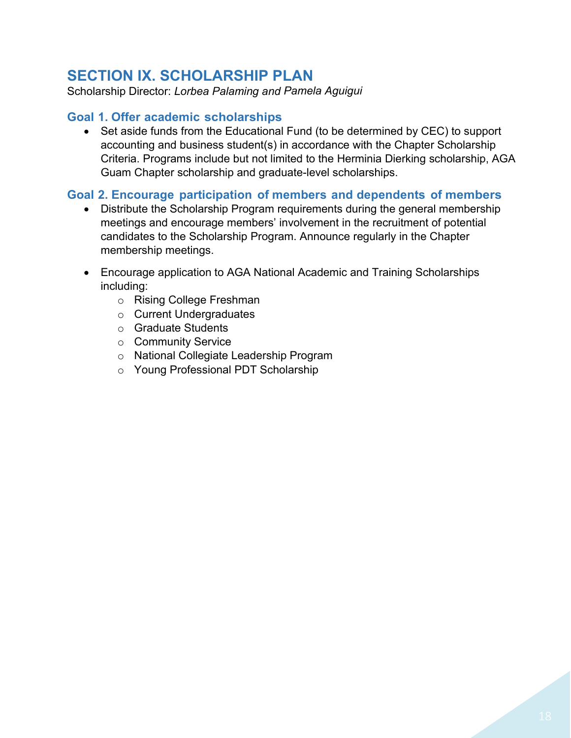## SECTION IX. SCHOLARSHIP PLAN

Scholarship Director: *Lorbea Palaming and Pamela Aguigui*

### Goal 1. Offer academic scholarships

- Set aside funds from the Educational Fund (to be determined by CEC) to support accounting and business student(s) in accordance with the Chapter Scholarship Criteria. Programs include but not limited to the Herminia Dierking scholarship, AGA Guam Chapter scholarship and graduate-level scholarships.

### Goal 2. Encourage participation of members and dependents of members

- Distribute the Scholarship Program requirements during the general membership meetings and encourage members' involvement in the recruitment of potential candidates to the Scholarship Program. Announce regularly in the Chapter membership meetings.

- Encourage application to AGA National Academic and Training Scholarships including:
  - Rising College Freshman
  - Current Undergraduates
  - Graduate Students
  - Community Service
  - National Collegiate Leadership Program
  - Young Professional PDT Scholarship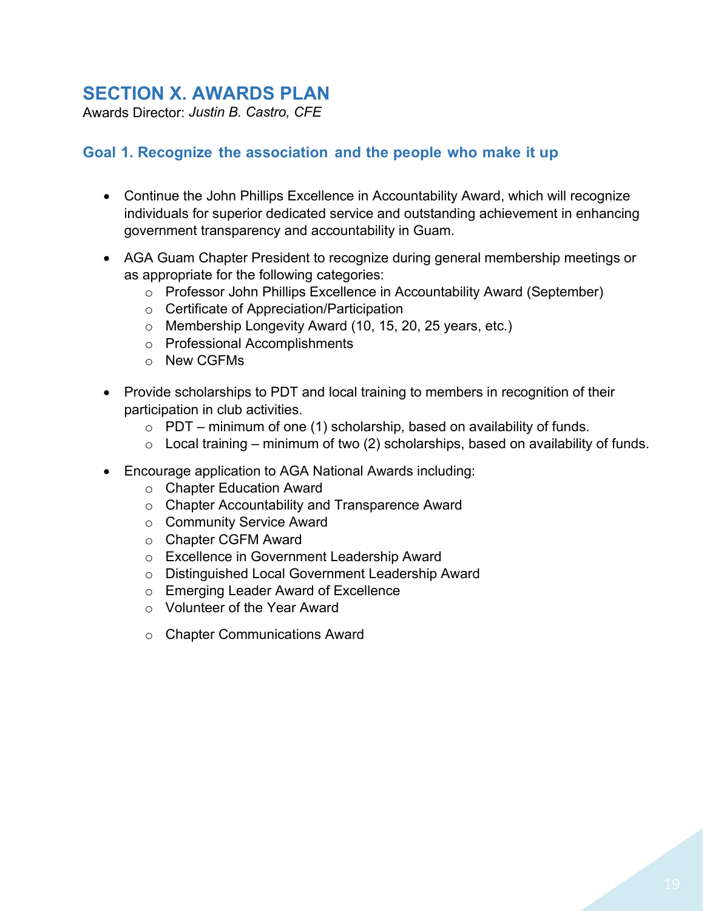## SECTION X. AWARDS PLAN

Awards Director: *Justin B. Castro, CFE*

### Goal 1. Recognize the association and the people who make it up

- Continue the John Phillips Excellence in Accountability Award, which will recognize individuals for superior dedicated service and outstanding achievement in enhancing government transparency and accountability in Guam.
- AGA Guam Chapter President to recognize during general membership meetings or as appropriate for the following categories:
  - Professor John Phillips Excellence in Accountability Award (September)
  - Certificate of Appreciation/Participation
  - Membership Longevity Award (10, 15, 20, 25 years, etc.)
  - Professional Accomplishments
  - New CGFMs
- Provide scholarships to PDT and local training to members in recognition of their participation in club activities.
  - PDT – minimum of one (1) scholarship, based on availability of funds.
  - Local training – minimum of two (2) scholarships, based on availability of funds.
- Encourage application to AGA National Awards including:
  - Chapter Education Award
  - Chapter Accountability and Transparence Award
  - Community Service Award
  - Chapter CGFM Award
  - Excellence in Government Leadership Award
  - Distinguished Local Government Leadership Award
  - Emerging Leader Award of Excellence
  - Volunteer of the Year Award
  - Chapter Communications Award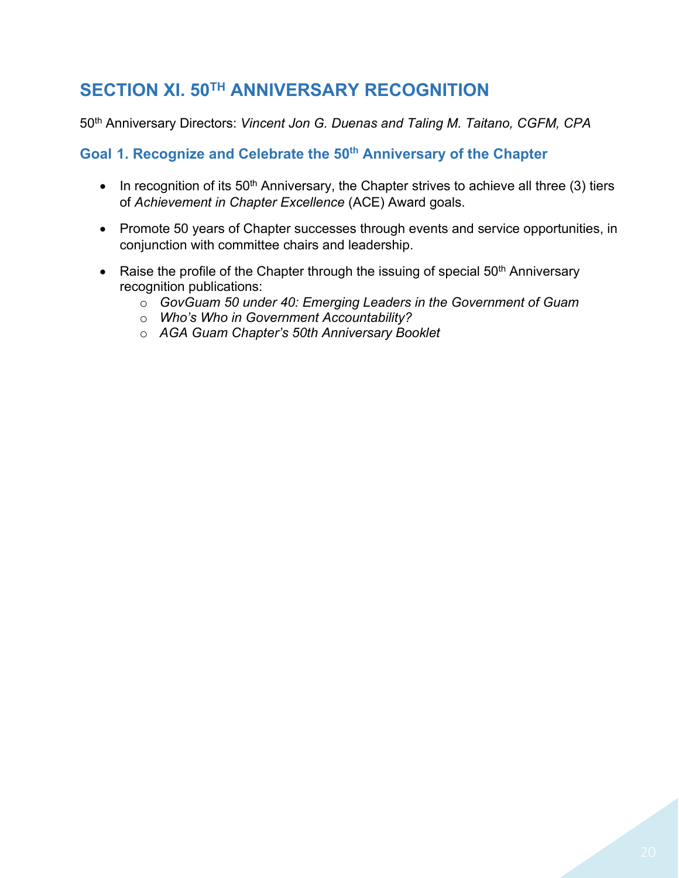## SECTION XI. 50TH ANNIVERSARY RECOGNITION

50th Anniversary Directors: *Vincent Jon G. Duenas and Taling M. Taitano, CGFM, CPA*

### Goal 1. Recognize and Celebrate the 50th Anniversary of the Chapter

- In recognition of its 50th Anniversary, the Chapter strives to achieve all three (3) tiers of *Achievement in Chapter Excellence* (ACE) Award goals.
- Promote 50 years of Chapter successes through events and service opportunities, in conjunction with committee chairs and leadership.
- Raise the profile of the Chapter through the issuing of special 50th Anniversary recognition publications:
  - *GovGuam 50 under 40: Emerging Leaders in the Government of Guam*
  - *Who's Who in Government Accountability?*
  - *AGA Guam Chapter's 50th Anniversary Booklet*